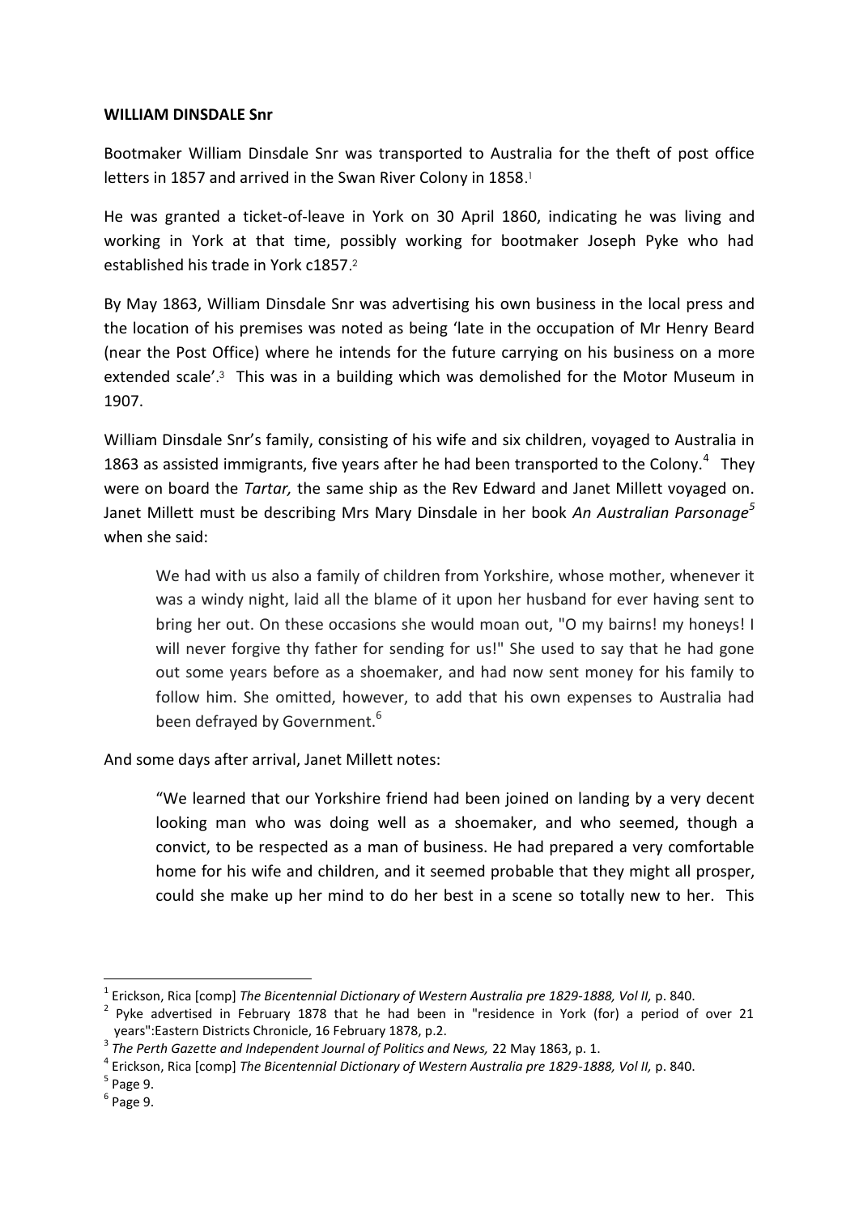**WILLIAM DINSDALE Snr**

Bootmaker William Dinsdale Snr was transported to Australia for the theft of post office letters in 1857 and arrived in the Swan River Colony in 1858.[1]

He was granted a ticket-of-leave in York on 30 April 1860, indicating he was living and working in York at that time, possibly working for bootmaker Joseph Pyke who had established his trade in York c1857.[2]

By May 1863, William Dinsdale Snr was advertising his own business in the local press and the location of his premises was noted as being 'late in the occupation of Mr Henry Beard (near the Post Office) where he intends for the future carrying on his business on a more extended scale'.[3] This was in a building which was demolished for the Motor Museum in 1907.

William Dinsdale Snr's family, consisting of his wife and six children, voyaged to Australia in 1863 as assisted immigrants, five years after he had been transported to the Colony.[4] They were on board the *Tartar,* the same ship as the Rev Edward and Janet Millett voyaged on. Janet Millett must be describing Mrs Mary Dinsdale in her book *An Australian Parsonage*[5] when she said:

> We had with us also a family of children from Yorkshire, whose mother, whenever it was a windy night, laid all the blame of it upon her husband for ever having sent to bring her out. On these occasions she would moan out, "O my bairns! my honeys! I will never forgive thy father for sending for us!" She used to say that he had gone out some years before as a shoemaker, and had now sent money for his family to follow him. She omitted, however, to add that his own expenses to Australia had been defrayed by Government.[6]

And some days after arrival, Janet Millett notes:

> "We learned that our Yorkshire friend had been joined on landing by a very decent looking man who was doing well as a shoemaker, and who seemed, though a convict, to be respected as a man of business. He had prepared a very comfortable home for his wife and children, and it seemed probable that they might all prosper, could she make up her mind to do her best in a scene so totally new to her. This

---

[1] Erickson, Rica [comp] *The Bicentennial Dictionary of Western Australia pre 1829-1888, Vol II,* p. 840.

[2] Pyke advertised in February 1878 that he had been in "residence in York (for) a period of over 21 years":Eastern Districts Chronicle, 16 February 1878, p.2.

[3] *The Perth Gazette and Independent Journal of Politics and News,* 22 May 1863, p. 1.

[4] Erickson, Rica [comp] *The Bicentennial Dictionary of Western Australia pre 1829-1888, Vol II,* p. 840.

[5] Page 9.

[6] Page 9.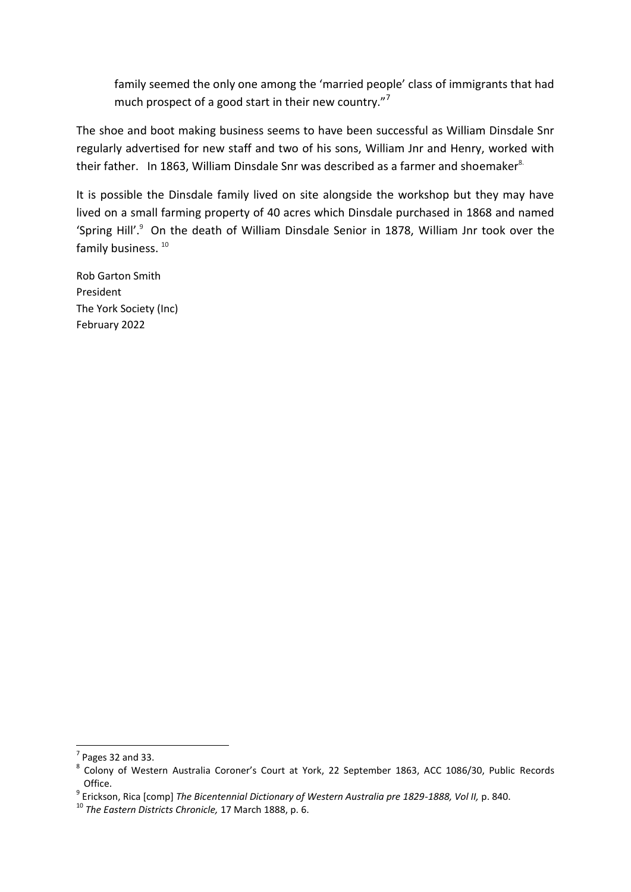> family seemed the only one among the 'married people' class of immigrants that had much prospect of a good start in their new country."[7]

The shoe and boot making business seems to have been successful as William Dinsdale Snr regularly advertised for new staff and two of his sons, William Jnr and Henry, worked with their father. In 1863, William Dinsdale Snr was described as a farmer and shoemaker[8].

It is possible the Dinsdale family lived on site alongside the workshop but they may have lived on a small farming property of 40 acres which Dinsdale purchased in 1868 and named 'Spring Hill'.[9] On the death of William Dinsdale Senior in 1878, William Jnr took over the family business.[10]

Rob Garton Smith
President
The York Society (Inc)
February 2022

---

[7] Pages 32 and 33.

[8] Colony of Western Australia Coroner's Court at York, 22 September 1863, ACC 1086/30, Public Records Office.

[9] Erickson, Rica [comp] *The Bicentennial Dictionary of Western Australia pre 1829-1888, Vol II,* p. 840.

[10] *The Eastern Districts Chronicle,* 17 March 1888, p. 6.